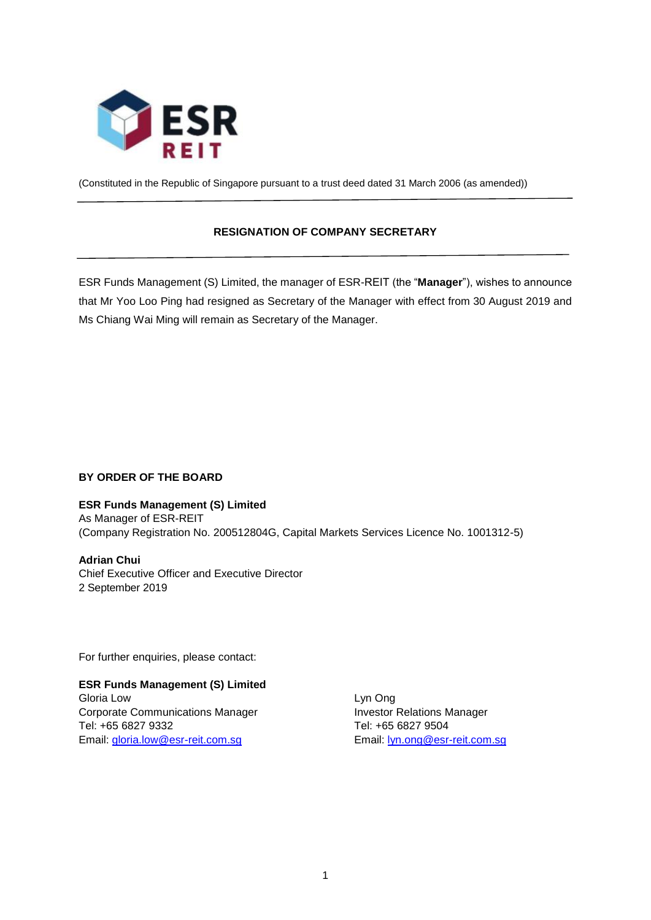(Constituted in the Republic of Singapore pursuant to a trust deed dated 31 March 2006 (as amended))

---

## RESIGNATION OF COMPANY SECRETARY

---

ESR Funds Management (S) Limited, the manager of ESR-REIT (the "**Manager**"), wishes to announce that Mr Yoo Loo Ping had resigned as Secretary of the Manager with effect from 30 August 2019 and Ms Chiang Wai Ming will remain as Secretary of the Manager.

**BY ORDER OF THE BOARD**

**ESR Funds Management (S) Limited**
As Manager of ESR-REIT
(Company Registration No. 200512804G, Capital Markets Services Licence No. 1001312-5)

**Adrian Chui**
Chief Executive Officer and Executive Director
2 September 2019

For further enquiries, please contact:

**ESR Funds Management (S) Limited**

Gloria Low
Corporate Communications Manager
Tel: +65 6827 9332
Email: gloria.low@esr-reit.com.sg

Lyn Ong
Investor Relations Manager
Tel: +65 6827 9504
Email: lyn.ong@esr-reit.com.sg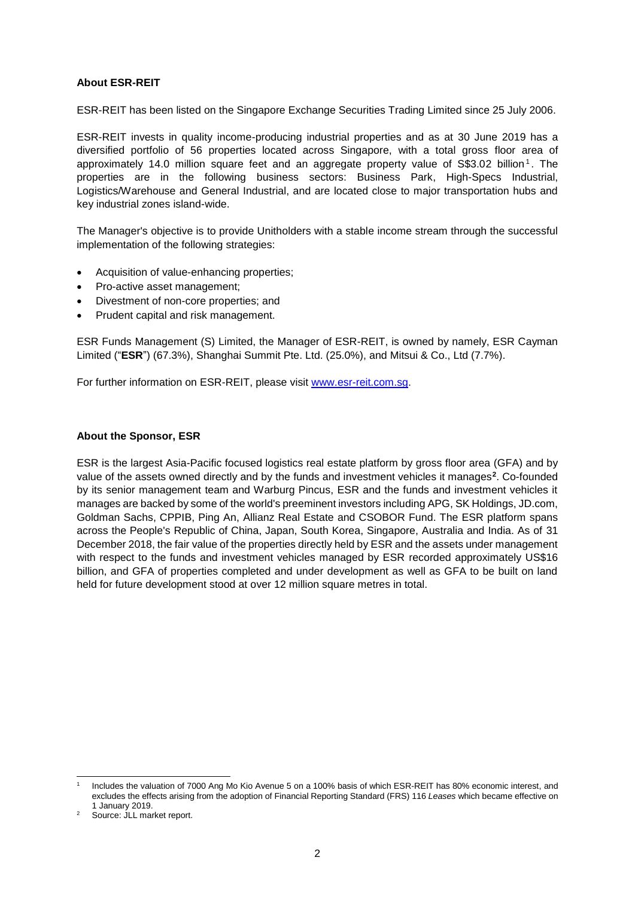**About ESR-REIT**

ESR-REIT has been listed on the Singapore Exchange Securities Trading Limited since 25 July 2006.

ESR-REIT invests in quality income-producing industrial properties and as at 30 June 2019 has a diversified portfolio of 56 properties located across Singapore, with a total gross floor area of approximately 14.0 million square feet and an aggregate property value of S$3.02 billion[1]. The properties are in the following business sectors: Business Park, High-Specs Industrial, Logistics/Warehouse and General Industrial, and are located close to major transportation hubs and key industrial zones island-wide.

The Manager's objective is to provide Unitholders with a stable income stream through the successful implementation of the following strategies:

- Acquisition of value-enhancing properties;
- Pro-active asset management;
- Divestment of non-core properties; and
- Prudent capital and risk management.

ESR Funds Management (S) Limited, the Manager of ESR-REIT, is owned by namely, ESR Cayman Limited ("**ESR**") (67.3%), Shanghai Summit Pte. Ltd. (25.0%), and Mitsui & Co., Ltd (7.7%).

For further information on ESR-REIT, please visit [www.esr-reit.com.sg](http://www.esr-reit.com.sg).

**About the Sponsor, ESR**

ESR is the largest Asia-Pacific focused logistics real estate platform by gross floor area (GFA) and by value of the assets owned directly and by the funds and investment vehicles it manages[2]. Co-founded by its senior management team and Warburg Pincus, ESR and the funds and investment vehicles it manages are backed by some of the world's preeminent investors including APG, SK Holdings, JD.com, Goldman Sachs, CPPIB, Ping An, Allianz Real Estate and CSOBOR Fund. The ESR platform spans across the People's Republic of China, Japan, South Korea, Singapore, Australia and India. As of 31 December 2018, the fair value of the properties directly held by ESR and the assets under management with respect to the funds and investment vehicles managed by ESR recorded approximately US$16 billion, and GFA of properties completed and under development as well as GFA to be built on land held for future development stood at over 12 million square metres in total.

---

[1] Includes the valuation of 7000 Ang Mo Kio Avenue 5 on a 100% basis of which ESR-REIT has 80% economic interest, and excludes the effects arising from the adoption of Financial Reporting Standard (FRS) 116 *Leases* which became effective on 1 January 2019.

[2] Source: JLL market report.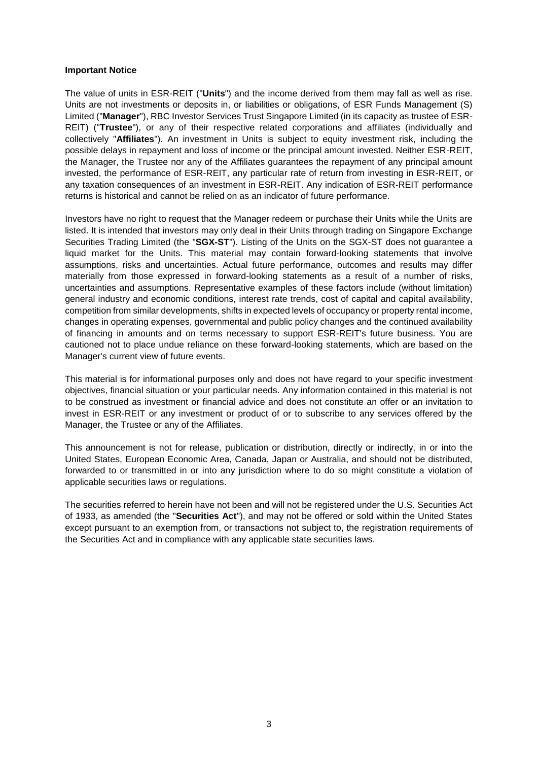**Important Notice**

The value of units in ESR-REIT ("**Units**") and the income derived from them may fall as well as rise. Units are not investments or deposits in, or liabilities or obligations, of ESR Funds Management (S) Limited ("**Manager**"), RBC Investor Services Trust Singapore Limited (in its capacity as trustee of ESR-REIT) ("**Trustee**"), or any of their respective related corporations and affiliates (individually and collectively "**Affiliates**"). An investment in Units is subject to equity investment risk, including the possible delays in repayment and loss of income or the principal amount invested. Neither ESR-REIT, the Manager, the Trustee nor any of the Affiliates guarantees the repayment of any principal amount invested, the performance of ESR-REIT, any particular rate of return from investing in ESR-REIT, or any taxation consequences of an investment in ESR-REIT. Any indication of ESR-REIT performance returns is historical and cannot be relied on as an indicator of future performance.

Investors have no right to request that the Manager redeem or purchase their Units while the Units are listed. It is intended that investors may only deal in their Units through trading on Singapore Exchange Securities Trading Limited (the "**SGX-ST**"). Listing of the Units on the SGX-ST does not guarantee a liquid market for the Units. This material may contain forward-looking statements that involve assumptions, risks and uncertainties. Actual future performance, outcomes and results may differ materially from those expressed in forward-looking statements as a result of a number of risks, uncertainties and assumptions. Representative examples of these factors include (without limitation) general industry and economic conditions, interest rate trends, cost of capital and capital availability, competition from similar developments, shifts in expected levels of occupancy or property rental income, changes in operating expenses, governmental and public policy changes and the continued availability of financing in amounts and on terms necessary to support ESR-REIT's future business. You are cautioned not to place undue reliance on these forward-looking statements, which are based on the Manager's current view of future events.

This material is for informational purposes only and does not have regard to your specific investment objectives, financial situation or your particular needs. Any information contained in this material is not to be construed as investment or financial advice and does not constitute an offer or an invitation to invest in ESR-REIT or any investment or product of or to subscribe to any services offered by the Manager, the Trustee or any of the Affiliates.

This announcement is not for release, publication or distribution, directly or indirectly, in or into the United States, European Economic Area, Canada, Japan or Australia, and should not be distributed, forwarded to or transmitted in or into any jurisdiction where to do so might constitute a violation of applicable securities laws or regulations.

The securities referred to herein have not been and will not be registered under the U.S. Securities Act of 1933, as amended (the "**Securities Act**"), and may not be offered or sold within the United States except pursuant to an exemption from, or transactions not subject to, the registration requirements of the Securities Act and in compliance with any applicable state securities laws.